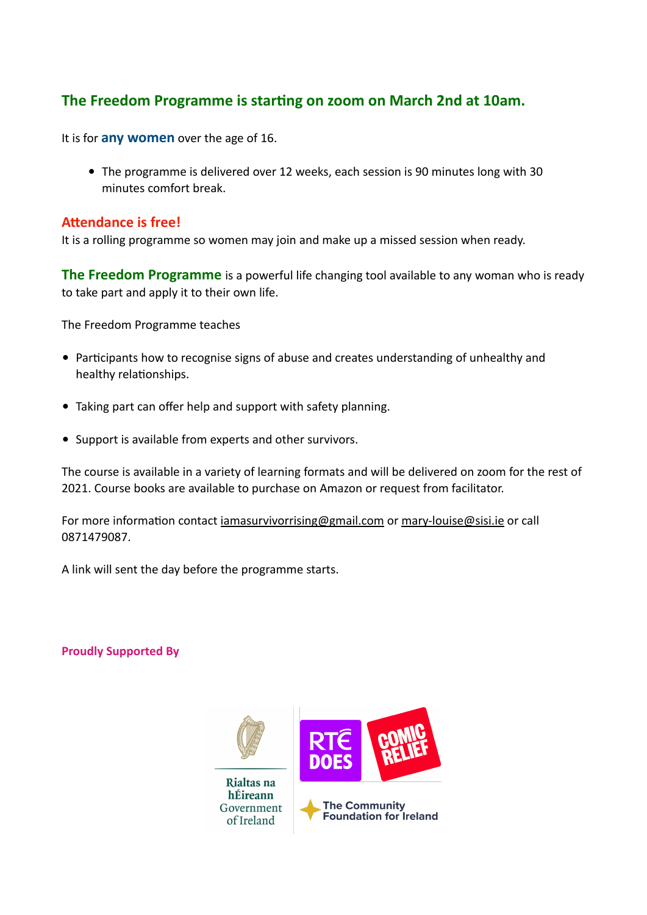## The Freedom Programme is starting on zoom on March 2nd at 10am.

It is for **any women** over the age of 16.

- The programme is delivered over 12 weeks, each session is 90 minutes long with 30 minutes comfort break.

**Attendance is free!**
It is a rolling programme so women may join and make up a missed session when ready.

**The Freedom Programme** is a powerful life changing tool available to any woman who is ready to take part and apply it to their own life.

The Freedom Programme teaches

- Participants how to recognise signs of abuse and creates understanding of unhealthy and healthy relationships.
- Taking part can offer help and support with safety planning.
- Support is available from experts and other survivors.

The course is available in a variety of learning formats and will be delivered on zoom for the rest of 2021. Course books are available to purchase on Amazon or request from facilitator.

For more information contact iamasurvivorrising@gmail.com or mary-louise@sisi.ie or call 0871479087.

A link will sent the day before the programme starts.

**Proudly Supported By**

Rialtas na hÉireann
Government of Ireland

RTÉ DOES

COMIC RELIEF

The Community Foundation for Ireland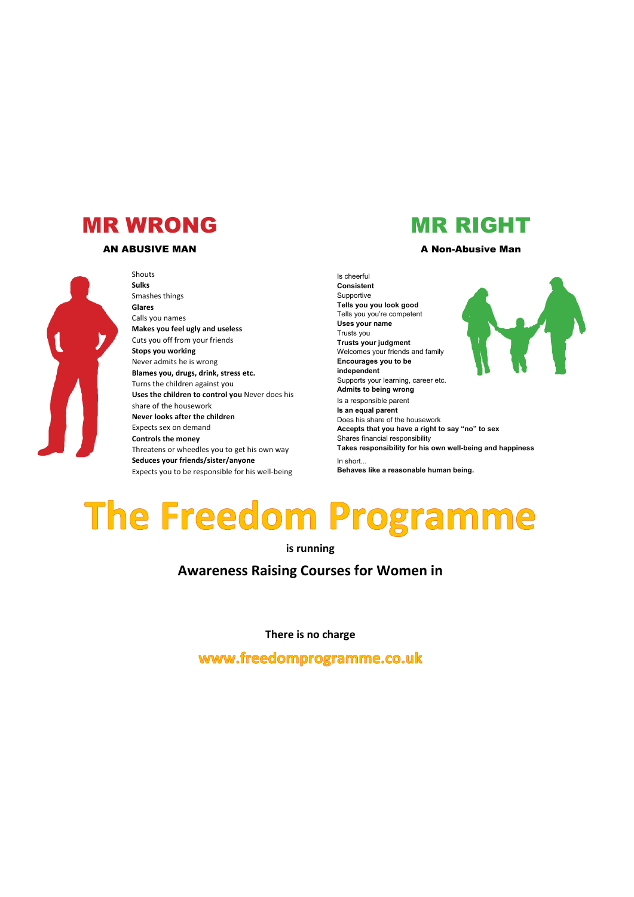## MR WRONG

### AN ABUSIVE MAN

Shouts
**Sulks**
Smashes things
**Glares**
Calls you names
**Makes you feel ugly and useless**
Cuts you off from your friends
**Stops you working**
Never admits he is wrong
**Blames you, drugs, drink, stress etc.**
Turns the children against you
**Uses the children to control you** Never does his share of the housework
**Never looks after the children**
Expects sex on demand
**Controls the money**
Threatens or wheedles you to get his own way
**Seduces your friends/sister/anyone**
Expects you to be responsible for his well-being

## MR RIGHT

### A Non-Abusive Man

Is cheerful
**Consistent**
Supportive
**Tells you you look good**
Tells you you're competent
**Uses your name**
Trusts you
**Trusts your judgment**
Welcomes your friends and family
**Encourages you to be independent**
Supports your learning, career etc.
**Admits to being wrong**
Is a responsible parent
**Is an equal parent**
Does his share of the housework
**Accepts that you have a right to say "no" to sex**
Shares financial responsibility
**Takes responsibility for his own well-being and happiness**

In short...
**Behaves like a reasonable human being.**

# The Freedom Programme

**is running**

## Awareness Raising Courses for Women in

**There is no charge**

**www.freedomprogramme.co.uk**